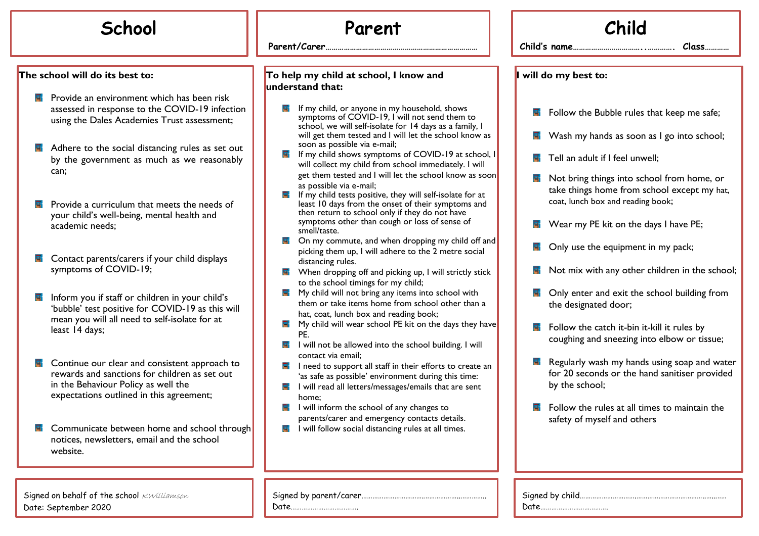# School

**The school will do its best to:**

- Provide an environment which has been risk assessed in response to the COVID-19 infection using the Dales Academies Trust assessment;
- Adhere to the social distancing rules as set out by the government as much as we reasonably can;
- Provide a curriculum that meets the needs of your child's well-being, mental health and academic needs;
- Contact parents/carers if your child displays symptoms of COVID-19;
- Inform you if staff or children in your child's 'bubble' test positive for COVID-19 as this will mean you will all need to self-isolate for at least 14 days;
- Continue our clear and consistent approach to rewards and sanctions for children as set out in the Behaviour Policy as well the expectations outlined in this agreement;
- Communicate between home and school through notices, newsletters, email and the school website.

Signed on behalf of the school *KWilliamson*
Date: September 2020

# Parent

Parent/Carer……………………………………………………………………

**To help my child at school, I know and understand that:**

- If my child, or anyone in my household, shows symptoms of COVID-19, I will not send them to school, we will self-isolate for 14 days as a family, I will get them tested and I will let the school know as soon as possible via e-mail;
- If my child shows symptoms of COVID-19 at school, I will collect my child from school immediately. I will get them tested and I will let the school know as soon as possible via e-mail;
- If my child tests positive, they will self-isolate for at least 10 days from the onset of their symptoms and then return to school only if they do not have symptoms other than cough or loss of sense of smell/taste.
- On my commute, and when dropping my child off and picking them up, I will adhere to the 2 metre social distancing rules.
- When dropping off and picking up, I will strictly stick to the school timings for my child;
- My child will not bring any items into school with them or take items home from school other than a hat, coat, lunch box and reading book;
- My child will wear school PE kit on the days they have PE.
- I will not be allowed into the school building. I will contact via email;
- I need to support all staff in their efforts to create an 'as safe as possible' environment during this time:
- I will read all letters/messages/emails that are sent home;
- I will inform the school of any changes to parents/carer and emergency contacts details.
- I will follow social distancing rules at all times.

Signed by parent/carer…………………………………………………………
Date…………………………………

# Child

Child's name……………………………………. Class…………

**I will do my best to:**

- Follow the Bubble rules that keep me safe;
- Wash my hands as soon as I go into school;
- Tell an adult if I feel unwell;
- Not bring things into school from home, or take things home from school except my hat, coat, lunch box and reading book;
- Wear my PE kit on the days I have PE;
- Only use the equipment in my pack;
- Not mix with any other children in the school;
- Only enter and exit the school building from the designated door;
- Follow the catch it-bin it-kill it rules by coughing and sneezing into elbow or tissue;
- Regularly wash my hands using soap and water for 20 seconds or the hand sanitiser provided by the school;
- Follow the rules at all times to maintain the safety of myself and others

Signed by child…………………………………………………………………
Date…………………………………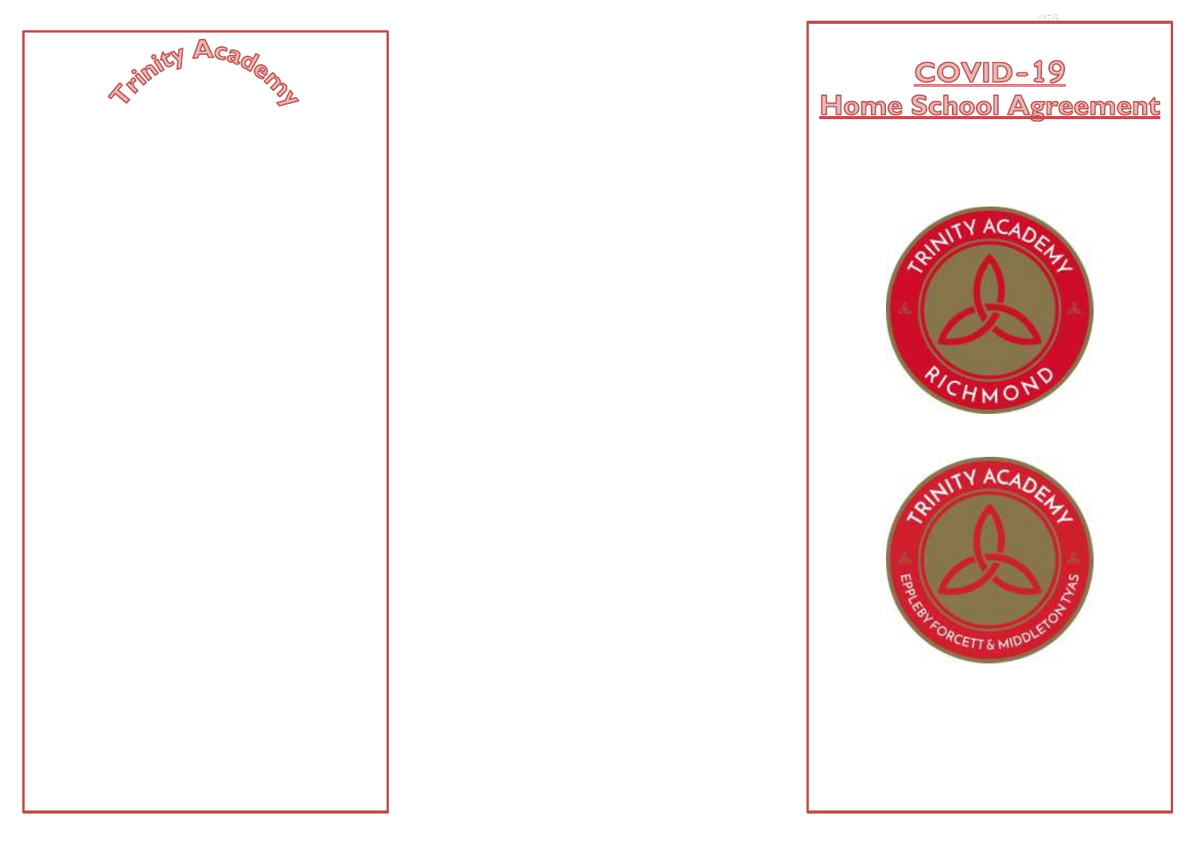Trinity Academy

# COVID-19
# Home School Agreement

TRINITY ACADEMY RICHMOND

TRINITY ACADEMY EPPLEBY FORCETT & MIDDLETON TYAS